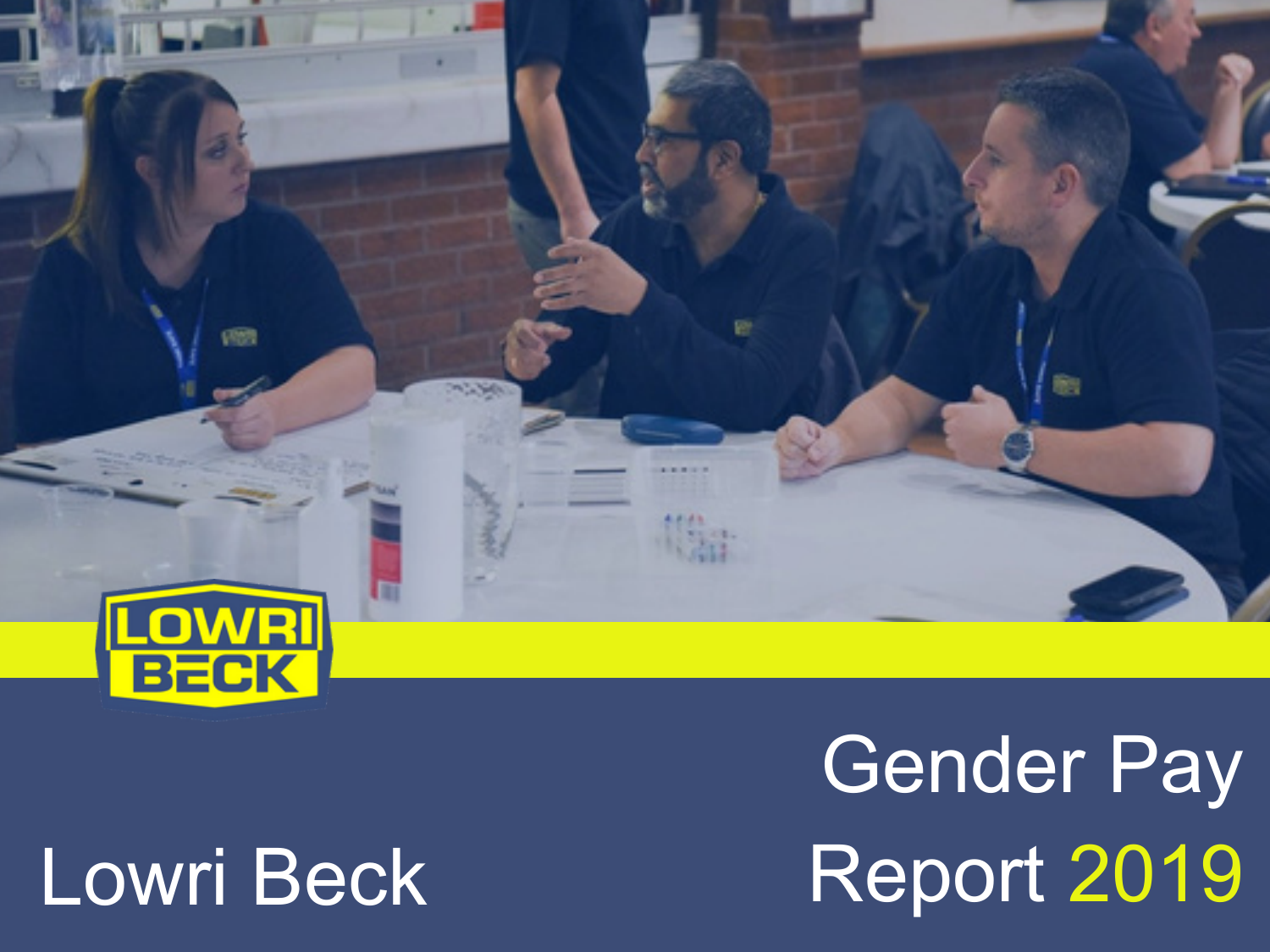# Gender Pay Report 2019

Lowri Beck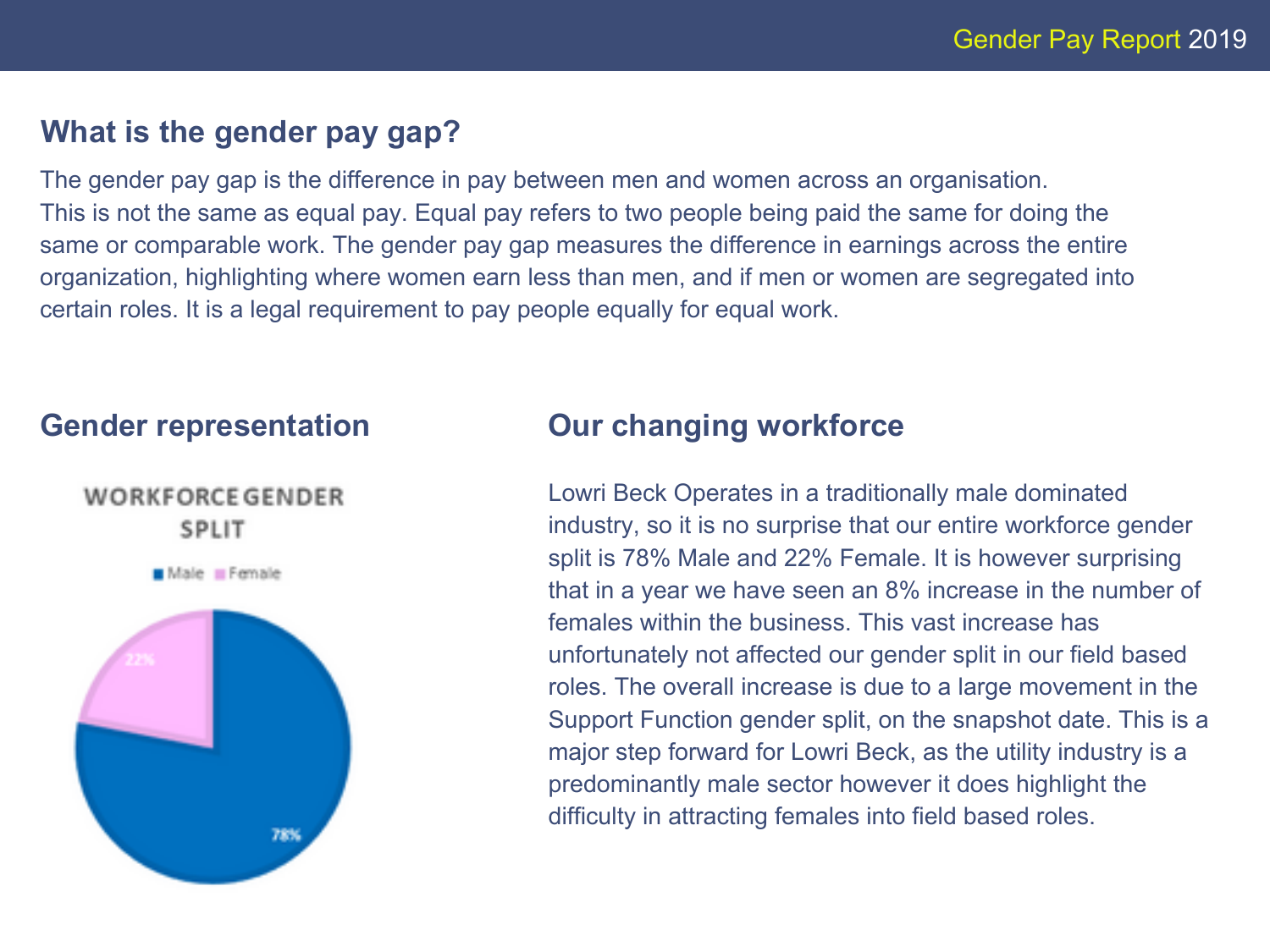## What is the gender pay gap?

The gender pay gap is the difference in pay between men and women across an organisation. This is not the same as equal pay. Equal pay refers to two people being paid the same for doing the same or comparable work. The gender pay gap measures the difference in earnings across the entire organization, highlighting where women earn less than men, and if men or women are segregated into certain roles. It is a legal requirement to pay people equally for equal work.

## Gender representation

WORKFORCE GENDER SPLIT

Male Female

22%

78%

## Our changing workforce

Lowri Beck Operates in a traditionally male dominated industry, so it is no surprise that our entire workforce gender split is 78% Male and 22% Female. It is however surprising that in a year we have seen an 8% increase in the number of females within the business. This vast increase has unfortunately not affected our gender split in our field based roles. The overall increase is due to a large movement in the Support Function gender split, on the snapshot date. This is a major step forward for Lowri Beck, as the utility industry is a predominantly male sector however it does highlight the difficulty in attracting females into field based roles.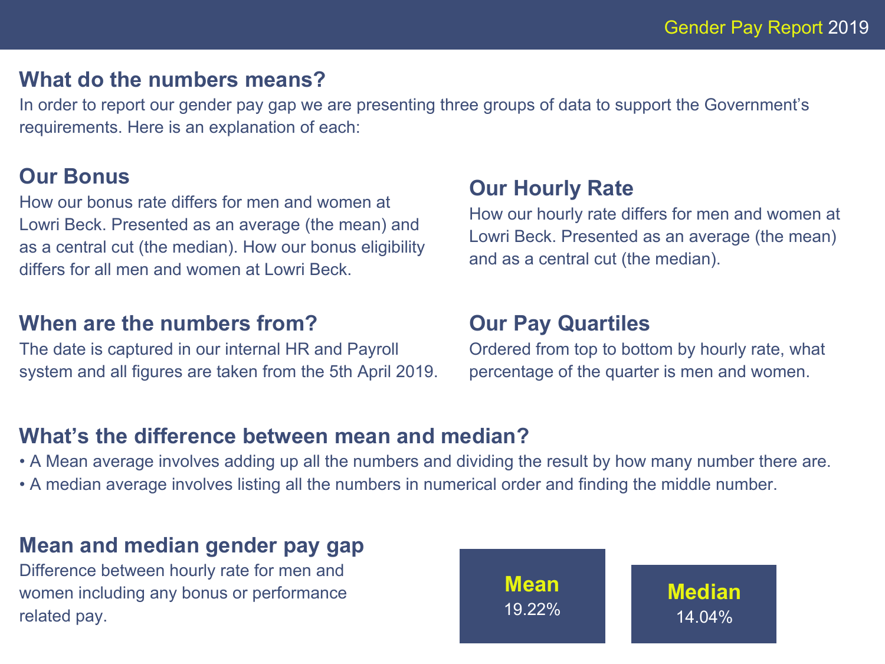## What do the numbers means?

In order to report our gender pay gap we are presenting three groups of data to support the Government's requirements. Here is an explanation of each:

## Our Bonus

How our bonus rate differs for men and women at Lowri Beck. Presented as an average (the mean) and as a central cut (the median). How our bonus eligibility differs for all men and women at Lowri Beck.

## Our Hourly Rate

How our hourly rate differs for men and women at Lowri Beck. Presented as an average (the mean) and as a central cut (the median).

## When are the numbers from?

The date is captured in our internal HR and Payroll system and all figures are taken from the 5th April 2019.

## Our Pay Quartiles

Ordered from top to bottom by hourly rate, what percentage of the quarter is men and women.

## What's the difference between mean and median?

- A Mean average involves adding up all the numbers and dividing the result by how many number there are.
- A median average involves listing all the numbers in numerical order and finding the middle number.

## Mean and median gender pay gap

Difference between hourly rate for men and women including any bonus or performance related pay.

**Mean**
19.22%

**Median**
14.04%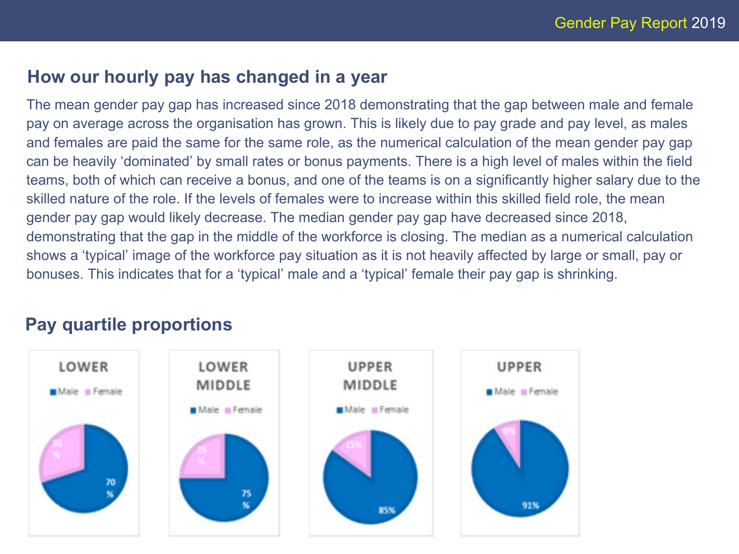## How our hourly pay has changed in a year

The mean gender pay gap has increased since 2018 demonstrating that the gap between male and female pay on average across the organisation has grown. This is likely due to pay grade and pay level, as males and females are paid the same for the same role, as the numerical calculation of the mean gender pay gap can be heavily 'dominated' by small rates or bonus payments. There is a high level of males within the field teams, both of which can receive a bonus, and one of the teams is on a significantly higher salary due to the skilled nature of the role. If the levels of females were to increase within this skilled field role, the mean gender pay gap would likely decrease. The median gender pay gap have decreased since 2018, demonstrating that the gap in the middle of the workforce is closing. The median as a numerical calculation shows a 'typical' image of the workforce pay situation as it is not heavily affected by large or small, pay or bonuses. This indicates that for a 'typical' male and a 'typical' female their pay gap is shrinking.

## Pay quartile proportions

| Quartile | Male | Female |
| --- | --- | --- |
| LOWER | 70% | 30% |
| LOWER MIDDLE | 75% | 25% |
| UPPER MIDDLE | 85% | 15% |
| UPPER | 91% | 9% |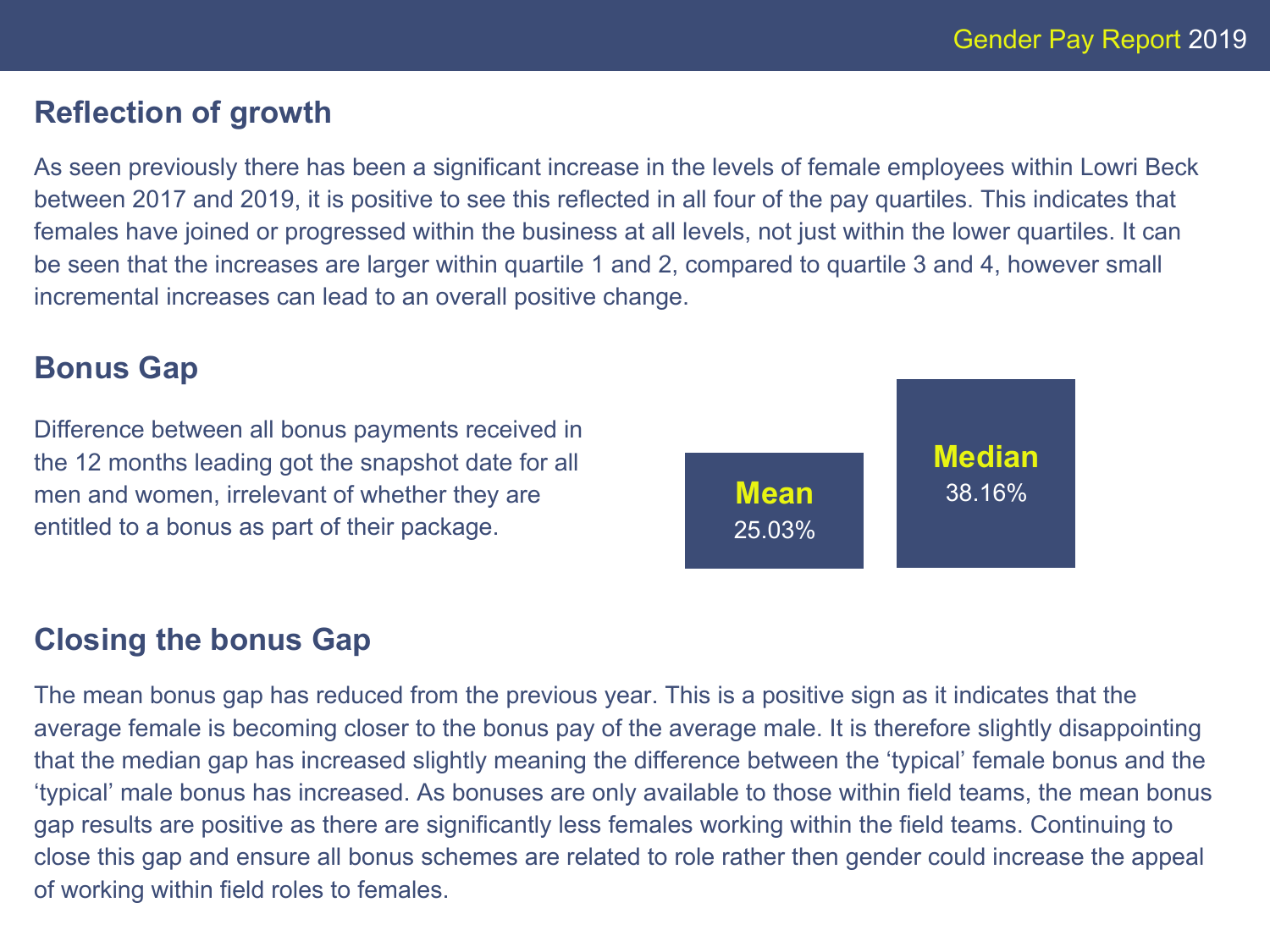## Reflection of growth

As seen previously there has been a significant increase in the levels of female employees within Lowri Beck between 2017 and 2019, it is positive to see this reflected in all four of the pay quartiles. This indicates that females have joined or progressed within the business at all levels, not just within the lower quartiles. It can be seen that the increases are larger within quartile 1 and 2, compared to quartile 3 and 4, however small incremental increases can lead to an overall positive change.

## Bonus Gap

Difference between all bonus payments received in the 12 months leading got the snapshot date for all men and women, irrelevant of whether they are entitled to a bonus as part of their package.

**Mean**
25.03%

**Median**
38.16%

## Closing the bonus Gap

The mean bonus gap has reduced from the previous year. This is a positive sign as it indicates that the average female is becoming closer to the bonus pay of the average male. It is therefore slightly disappointing that the median gap has increased slightly meaning the difference between the 'typical' female bonus and the 'typical' male bonus has increased. As bonuses are only available to those within field teams, the mean bonus gap results are positive as there are significantly less females working within the field teams. Continuing to close this gap and ensure all bonus schemes are related to role rather then gender could increase the appeal of working within field roles to females.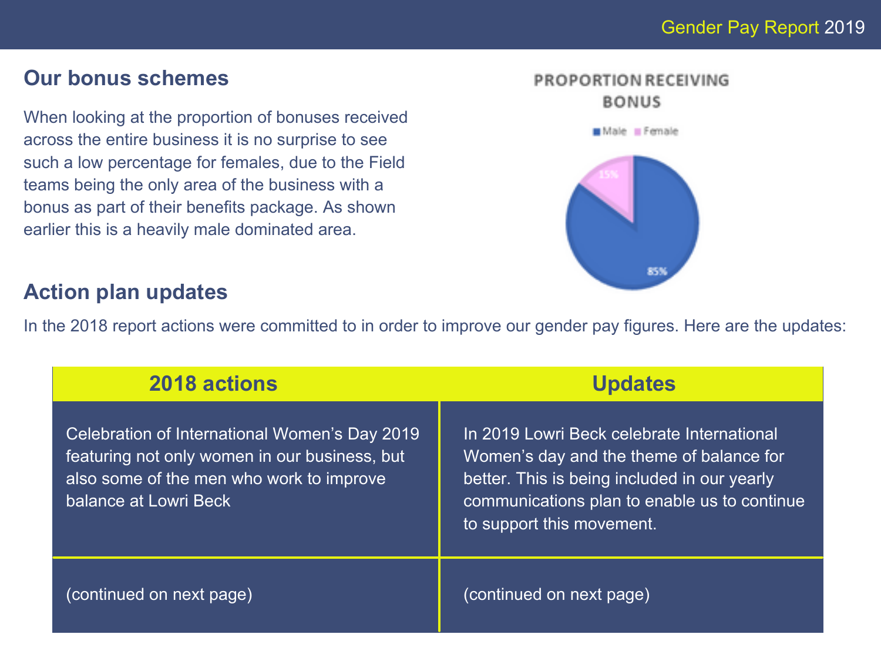## Our bonus schemes

When looking at the proportion of bonuses received across the entire business it is no surprise to see such a low percentage for females, due to the Field teams being the only area of the business with a bonus as part of their benefits package. As shown earlier this is a heavily male dominated area.

PROPORTION RECEIVING BONUS

Male: 85%
Female: 15%

## Action plan updates

In the 2018 report actions were committed to in order to improve our gender pay figures. Here are the updates:

| 2018 actions | Updates |
|---|---|
| Celebration of International Women's Day 2019 featuring not only women in our business, but also some of the men who work to improve balance at Lowri Beck | In 2019 Lowri Beck celebrate International Women's day and the theme of balance for better. This is being included in our yearly communications plan to enable us to continue to support this movement. |
| (continued on next page) | (continued on next page) |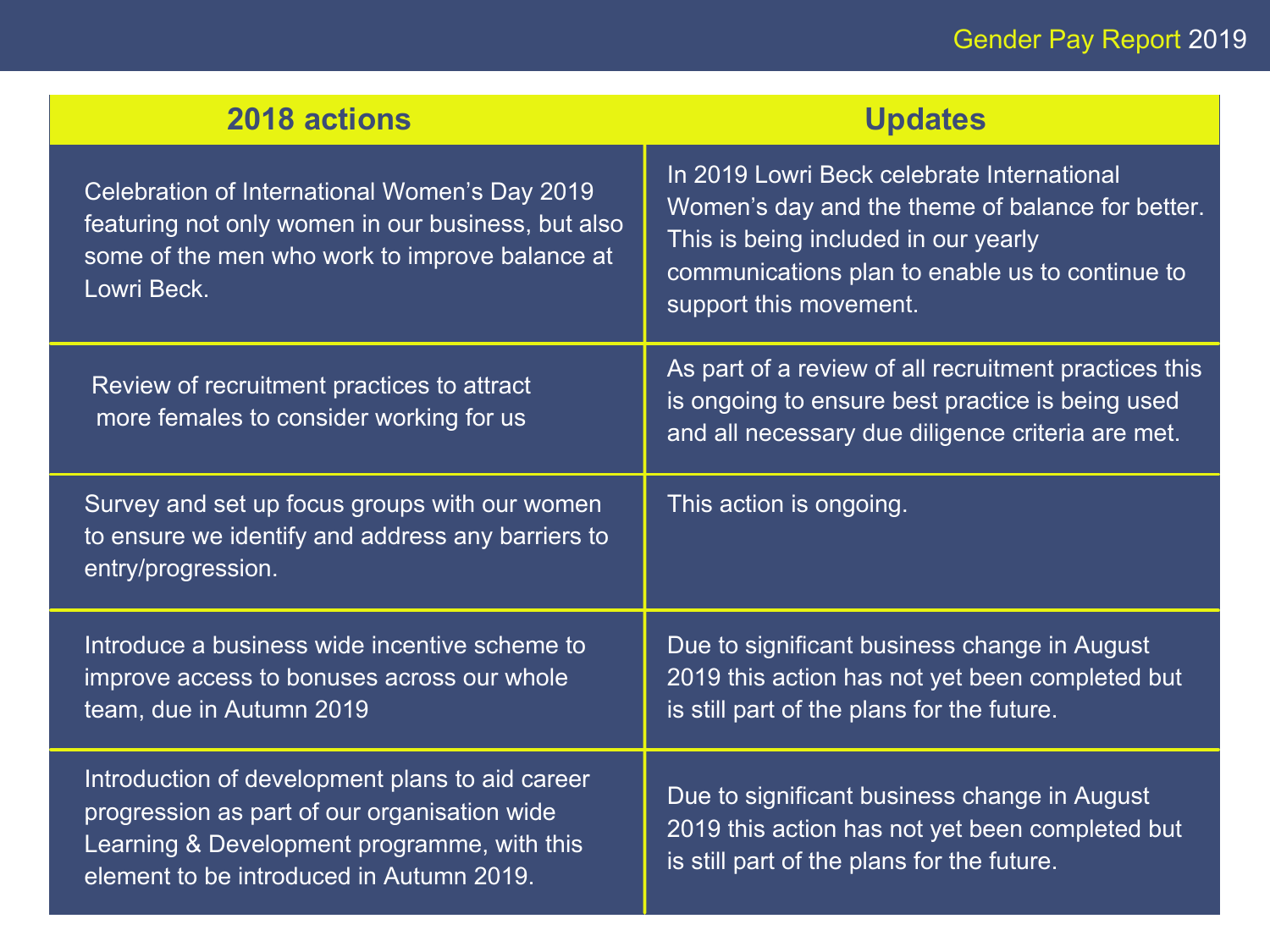| 2018 actions | Updates |
|---|---|
| Celebration of International Women's Day 2019 featuring not only women in our business, but also some of the men who work to improve balance at Lowri Beck. | In 2019 Lowri Beck celebrate International Women's day and the theme of balance for better. This is being included in our yearly communications plan to enable us to continue to support this movement. |
| Review of recruitment practices to attract more females to consider working for us | As part of a review of all recruitment practices this is ongoing to ensure best practice is being used and all necessary due diligence criteria are met. |
| Survey and set up focus groups with our women to ensure we identify and address any barriers to entry/progression. | This action is ongoing. |
| Introduce a business wide incentive scheme to improve access to bonuses across our whole team, due in Autumn 2019 | Due to significant business change in August 2019 this action has not yet been completed but is still part of the plans for the future. |
| Introduction of development plans to aid career progression as part of our organisation wide Learning & Development programme, with this element to be introduced in Autumn 2019. | Due to significant business change in August 2019 this action has not yet been completed but is still part of the plans for the future. |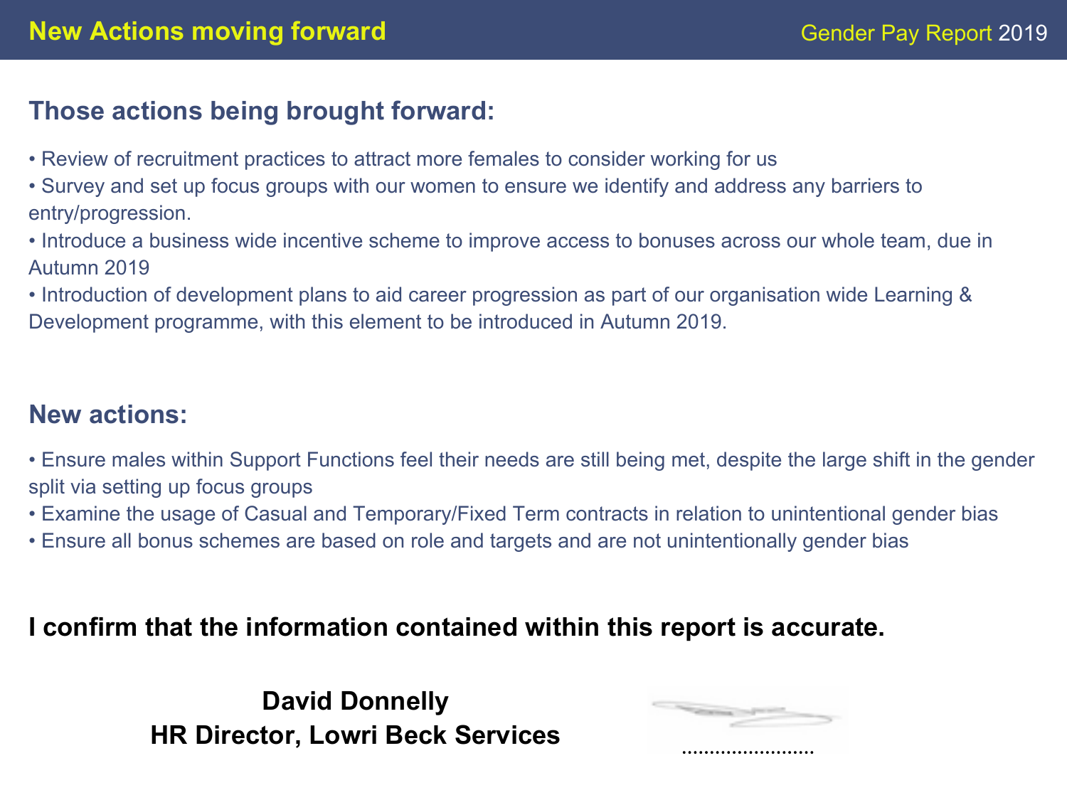# New Actions moving forward

## Those actions being brought forward:

- Review of recruitment practices to attract more females to consider working for us
- Survey and set up focus groups with our women to ensure we identify and address any barriers to entry/progression.
- Introduce a business wide incentive scheme to improve access to bonuses across our whole team, due in Autumn 2019
- Introduction of development plans to aid career progression as part of our organisation wide Learning & Development programme, with this element to be introduced in Autumn 2019.

## New actions:

- Ensure males within Support Functions feel their needs are still being met, despite the large shift in the gender split via setting up focus groups
- Examine the usage of Casual and Temporary/Fixed Term contracts in relation to unintentional gender bias
- Ensure all bonus schemes are based on role and targets and are not unintentionally gender bias

**I confirm that the information contained within this report is accurate.**

**David Donnelly**
**HR Director, Lowri Beck Services**

........................